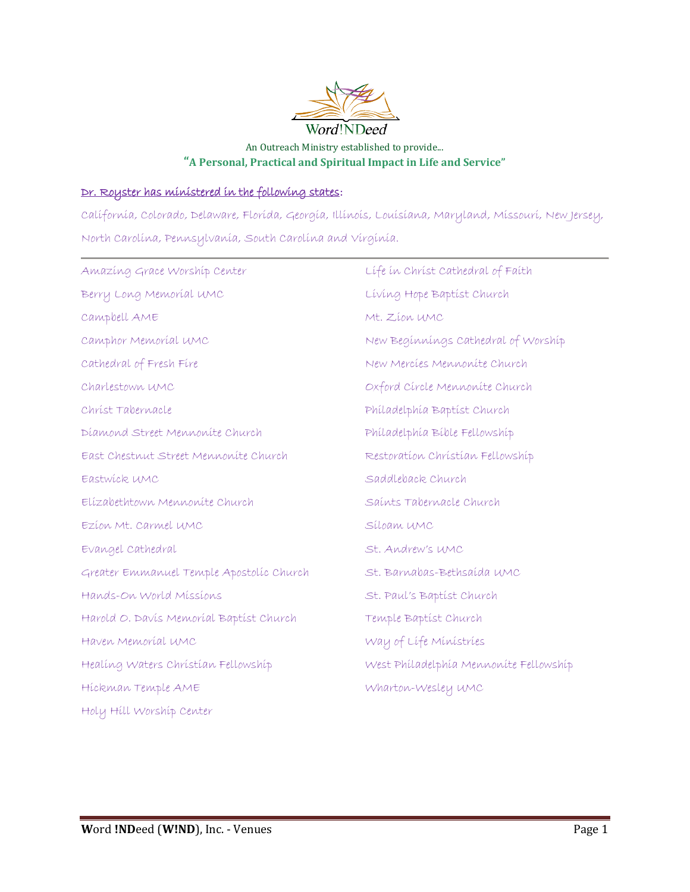Word!NDeed

An Outreach Ministry established to provide...

**"A Personal, Practical and Spiritual Impact in Life and Service"**

**Dr. Royster has ministered in the following states:**

California, Colorado, Delaware, Florida, Georgia, Illinois, Louisiana, Maryland, Missouri, New Jersey, North Carolina, Pennsylvania, South Carolina and Virginia.

---

Amazing Grace Worship Center

Berry Long Memorial UMC

Campbell AME

Camphor Memorial UMC

Cathedral of Fresh Fire

Charlestown UMC

Christ Tabernacle

Diamond Street Mennonite Church

East Chestnut Street Mennonite Church

Eastwick UMC

Elizabethtown Mennonite Church

Ezion Mt. Carmel UMC

Evangel Cathedral

Greater Emmanuel Temple Apostolic Church

Hands-On World Missions

Harold O. Davis Memorial Baptist Church

Haven Memorial UMC

Healing Waters Christian Fellowship

Hickman Temple AME

Holy Hill Worship Center

Life in Christ Cathedral of Faith

Living Hope Baptist Church

Mt. Zion UMC

New Beginnings Cathedral of Worship

New Mercies Mennonite Church

Oxford Circle Mennonite Church

Philadelphia Baptist Church

Philadelphia Bible Fellowship

Restoration Christian Fellowship

Saddleback Church

Saints Tabernacle Church

Siloam UMC

St. Andrew's UMC

St. Barnabas-Bethsaida UMC

St. Paul's Baptist Church

Temple Baptist Church

Way of Life Ministries

West Philadelphia Mennonite Fellowship

Wharton-Wesley UMC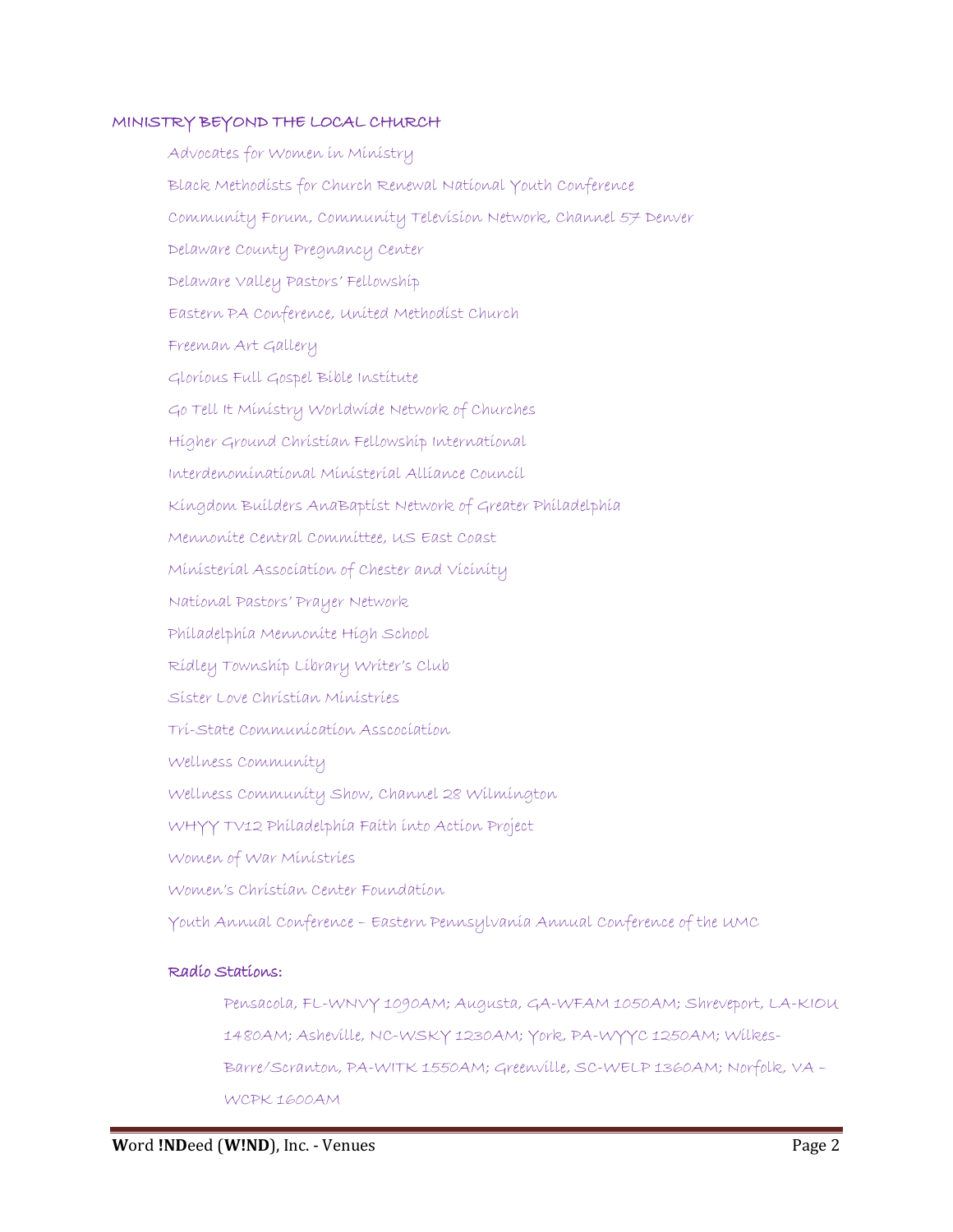## MINISTRY BEYOND THE LOCAL CHURCH

- Advocates for Women in Ministry
- Black Methodists for Church Renewal National Youth Conference
- Community Forum, Community Television Network, Channel 57 Denver
- Delaware County Pregnancy Center
- Delaware Valley Pastors' Fellowship
- Eastern PA Conference, United Methodist Church
- Freeman Art Gallery
- Glorious Full Gospel Bible Institute
- Go Tell It Ministry Worldwide Network of Churches
- Higher Ground Christian Fellowship International
- Interdenominational Ministerial Alliance Council
- Kingdom Builders AnaBaptist Network of Greater Philadelphia
- Mennonite Central Committee, US East Coast
- Ministerial Association of Chester and Vicinity
- National Pastors' Prayer Network
- Philadelphia Mennonite High School
- Ridley Township Library Writer's Club
- Sister Love Christian Ministries
- Tri-State Communication Asscociation
- Wellness Community
- Wellness Community Show, Channel 28 Wilmington
- WHYY TV12 Philadelphia Faith into Action Project
- Women of War Ministries
- Women's Christian Center Foundation
- Youth Annual Conference – Eastern Pennsylvania Annual Conference of the UMC

### Radio Stations:

Pensacola, FL-WNVY 1090AM; Augusta, GA-WFAM 1050AM; Shreveport, LA-KIOU 1480AM; Asheville, NC-WSKY 1230AM; York, PA-WYYC 1250AM; Wilkes-Barre/Scranton, PA-WITK 1550AM; Greenville, SC-WELP 1360AM; Norfolk, VA – WCPK 1600AM